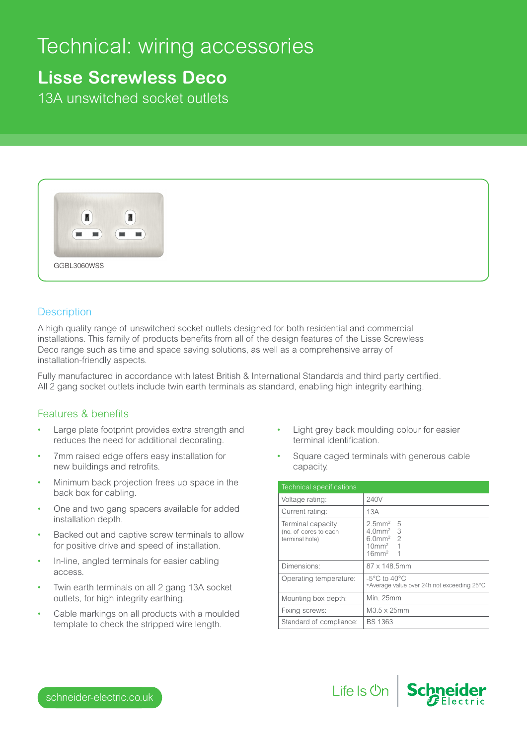# Technical: wiring accessories

## Lisse Screwless Deco

13A unswitched socket outlets

GGBL3060WSS

### Description

A high quality range of unswitched socket outlets designed for both residential and commercial installations. This family of products benefits from all of the design features of the Lisse Screwless Deco range such as time and space saving solutions, as well as a comprehensive array of installation-friendly aspects.

Fully manufactured in accordance with latest British & International Standards and third party certified. All 2 gang socket outlets include twin earth terminals as standard, enabling high integrity earthing.

### Features & benefits

- Large plate footprint provides extra strength and reduces the need for additional decorating.
- 7mm raised edge offers easy installation for new buildings and retrofits.
- Minimum back projection frees up space in the back box for cabling.
- One and two gang spacers available for added installation depth.
- Backed out and captive screw terminals to allow for positive drive and speed of installation.
- In-line, angled terminals for easier cabling access.
- Twin earth terminals on all 2 gang 13A socket outlets, for high integrity earthing.
- Cable markings on all products with a moulded template to check the stripped wire length.
- Light grey back moulding colour for easier terminal identification.
- Square caged terminals with generous cable capacity.

| Technical specifications | |
|---|---|
| Voltage rating: | 240V |
| Current rating: | 13A |
| Terminal capacity: (no. of cores to each terminal hole) | $2.5mm^2$ 5<br>$4.0mm^2$ 3<br>$6.0mm^2$ 2<br>$10mm^2$ 1<br>$16mm^2$ 1 |
| Dimensions: | 87 x 148.5mm |
| Operating temperature: | -5°C to 40°C<br>*Average value over 24h not exceeding 25°C |
| Mounting box depth: | Min. 25mm |
| Fixing screws: | M3.5 x 25mm |
| Standard of compliance: | BS 1363 |

schneider-electric.co.uk

Life Is On | Schneider Electric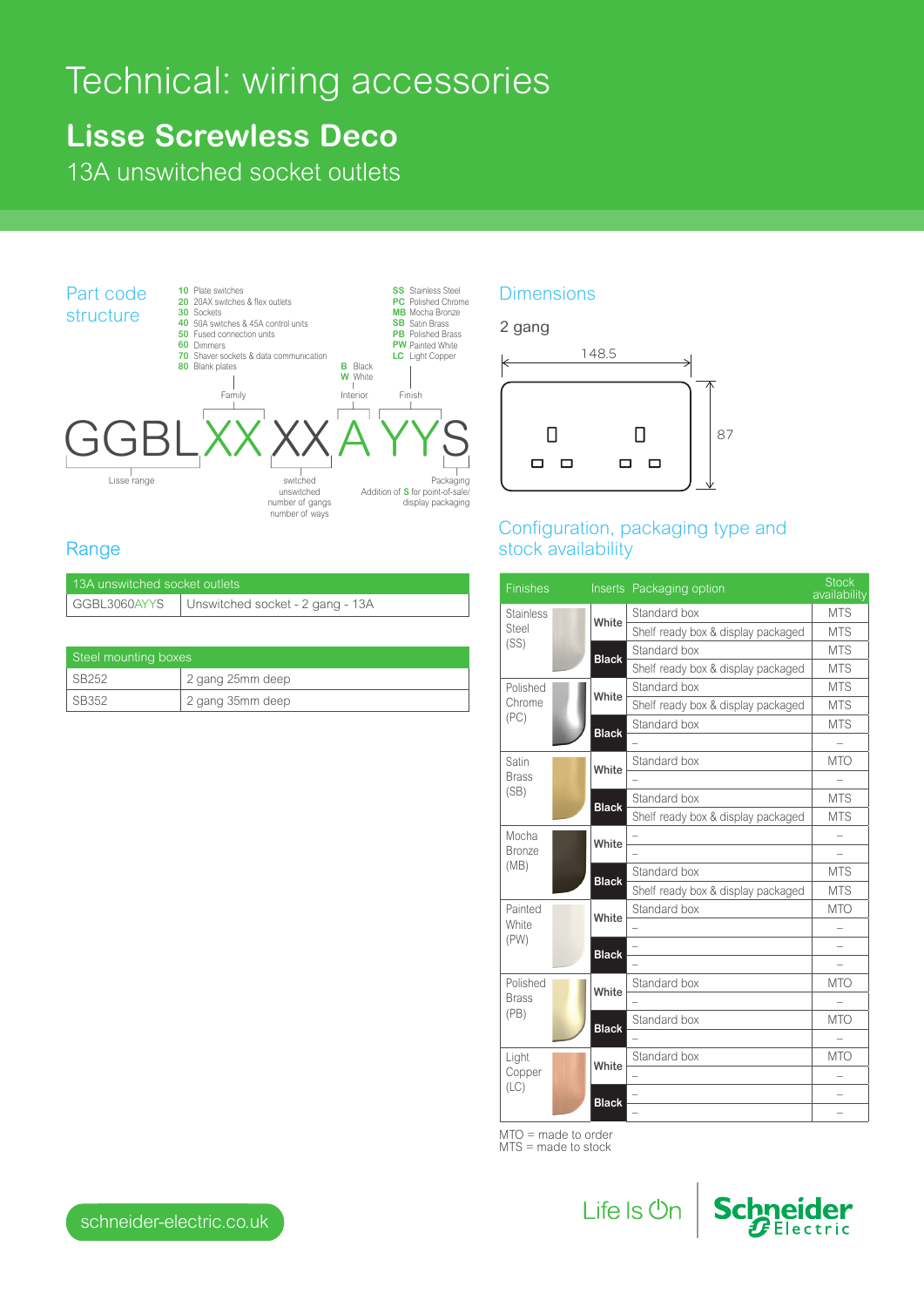# Technical: wiring accessories

## Lisse Screwless Deco

13A unswitched socket outlets

### Part code structure

**10** Plate switches
**20** 20AX switches & flex outlets
**30** Sockets
**40** 50A switches & 45A control units
**50** Fused connection units
**60** Dimmers
**70** Shaver sockets & data communication
**80** Blank plates

**B** Black
**W** White

**SS** Stainless Steel
**PC** Polished Chrome
**MB** Mocha Bronze
**SB** Satin Brass
**PB** Polished Brass
**PW** Painted White
**LC** Light Copper

Family
Interior
Finish

GGBL XX XX A YY S

Lisse range
switched unswitched number of gangs number of ways
Packaging: Addition of **S** for point-of-sale/display packaging

### Dimensions

2 gang

148.5

87

### Range

| 13A unswitched socket outlets | |
|---|---|
| GGBL3060AYYS | Unswitched socket - 2 gang - 13A |

| Steel mounting boxes | |
|---|---|
| SB252 | 2 gang 25mm deep |
| SB352 | 2 gang 35mm deep |

### Configuration, packaging type and stock availability

| Finishes | Inserts | Packaging option | Stock availability |
|---|---|---|---|
| Stainless Steel (SS) | White | Standard box | MTS |
| | | Shelf ready box & display packaged | MTS |
| | Black | Standard box | MTS |
| | | Shelf ready box & display packaged | MTS |
| Polished Chrome (PC) | White | Standard box | MTS |
| | | Shelf ready box & display packaged | MTS |
| | Black | Standard box | MTS |
| | | – | – |
| Satin Brass (SB) | White | Standard box | MTO |
| | | – | – |
| | Black | Standard box | MTS |
| | | Shelf ready box & display packaged | MTS |
| Mocha Bronze (MB) | White | – | – |
| | | – | – |
| | Black | Standard box | MTS |
| | | Shelf ready box & display packaged | MTS |
| Painted White (PW) | White | Standard box | MTO |
| | | – | – |
| | Black | – | – |
| | | – | – |
| Polished Brass (PB) | White | Standard box | MTO |
| | | – | – |
| | Black | Standard box | MTO |
| | | – | – |
| Light Copper (LC) | White | Standard box | MTO |
| | | – | – |
| | Black | – | – |
| | | – | – |

MTO = made to order
MTS = made to stock

schneider-electric.co.uk

Life Is On | Schneider Electric